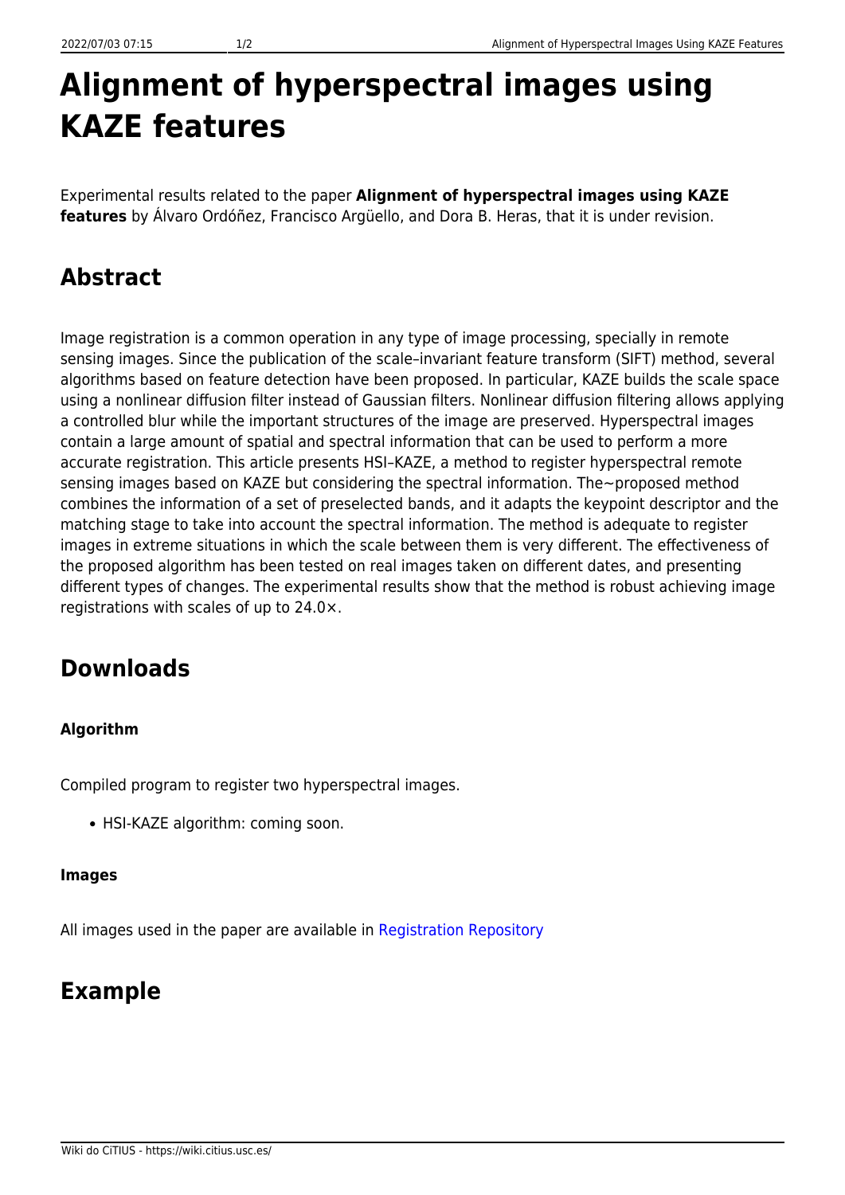# Alignment of hyperspectral images using KAZE features

Experimental results related to the paper **Alignment of hyperspectral images using KAZE features** by Álvaro Ordóñez, Francisco Argüello, and Dora B. Heras, that it is under revision.

## Abstract

Image registration is a common operation in any type of image processing, specially in remote sensing images. Since the publication of the scale–invariant feature transform (SIFT) method, several algorithms based on feature detection have been proposed. In particular, KAZE builds the scale space using a nonlinear diffusion filter instead of Gaussian filters. Nonlinear diffusion filtering allows applying a controlled blur while the important structures of the image are preserved. Hyperspectral images contain a large amount of spatial and spectral information that can be used to perform a more accurate registration. This article presents HSI–KAZE, a method to register hyperspectral remote sensing images based on KAZE but considering the spectral information. The~proposed method combines the information of a set of preselected bands, and it adapts the keypoint descriptor and the matching stage to take into account the spectral information. The method is adequate to register images in extreme situations in which the scale between them is very different. The effectiveness of the proposed algorithm has been tested on real images taken on different dates, and presenting different types of changes. The experimental results show that the method is robust achieving image registrations with scales of up to 24.0×.

## Downloads

### Algorithm

Compiled program to register two hyperspectral images.

- HSI-KAZE algorithm: coming soon.

### Images

All images used in the paper are available in Registration Repository

## Example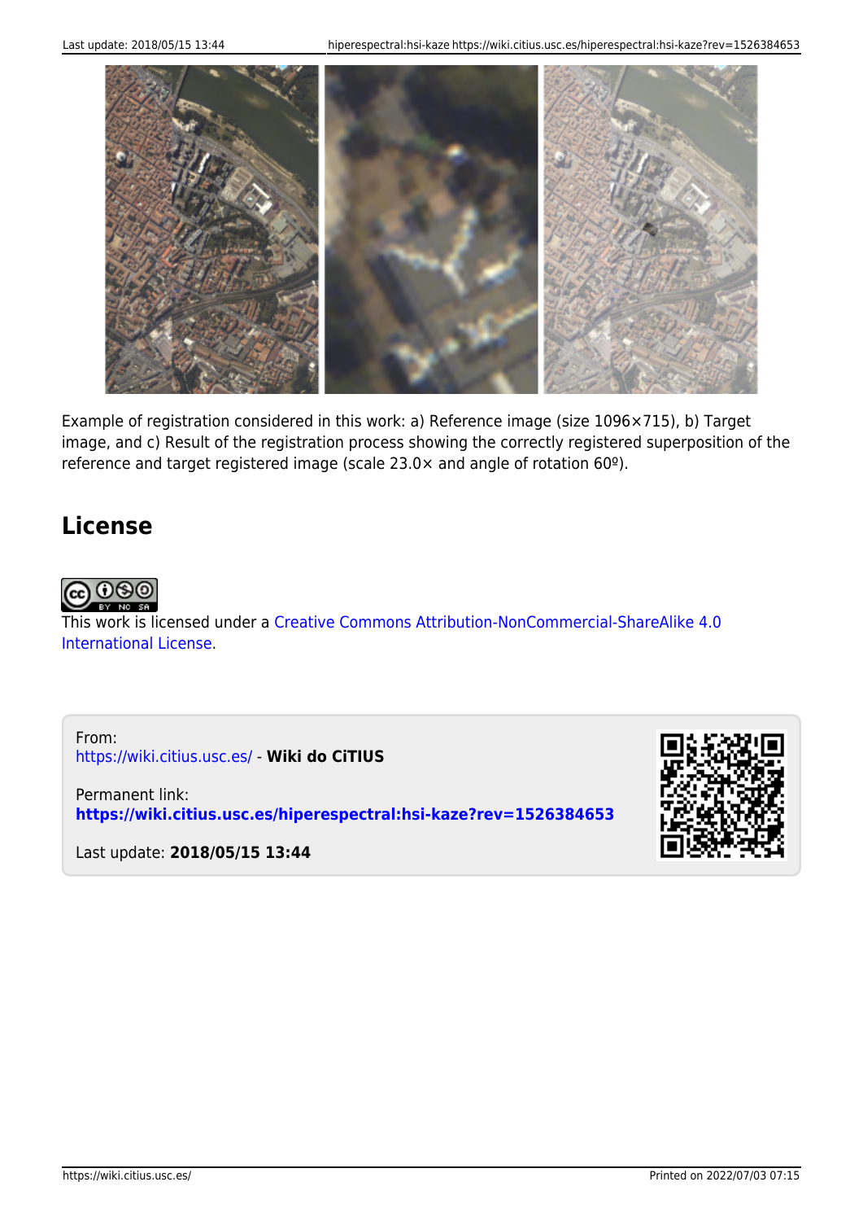Example of registration considered in this work: a) Reference image (size 1096×715), b) Target image, and c) Result of the registration process showing the correctly registered superposition of the reference and target registered image (scale 23.0× and angle of rotation 60º).

## License

This work is licensed under a Creative Commons Attribution-NonCommercial-ShareAlike 4.0 International License.

From:
https://wiki.citius.usc.es/ - **Wiki do CiTIUS**

Permanent link:
**https://wiki.citius.usc.es/hiperespectral:hsi-kaze?rev=1526384653**

Last update: **2018/05/15 13:44**